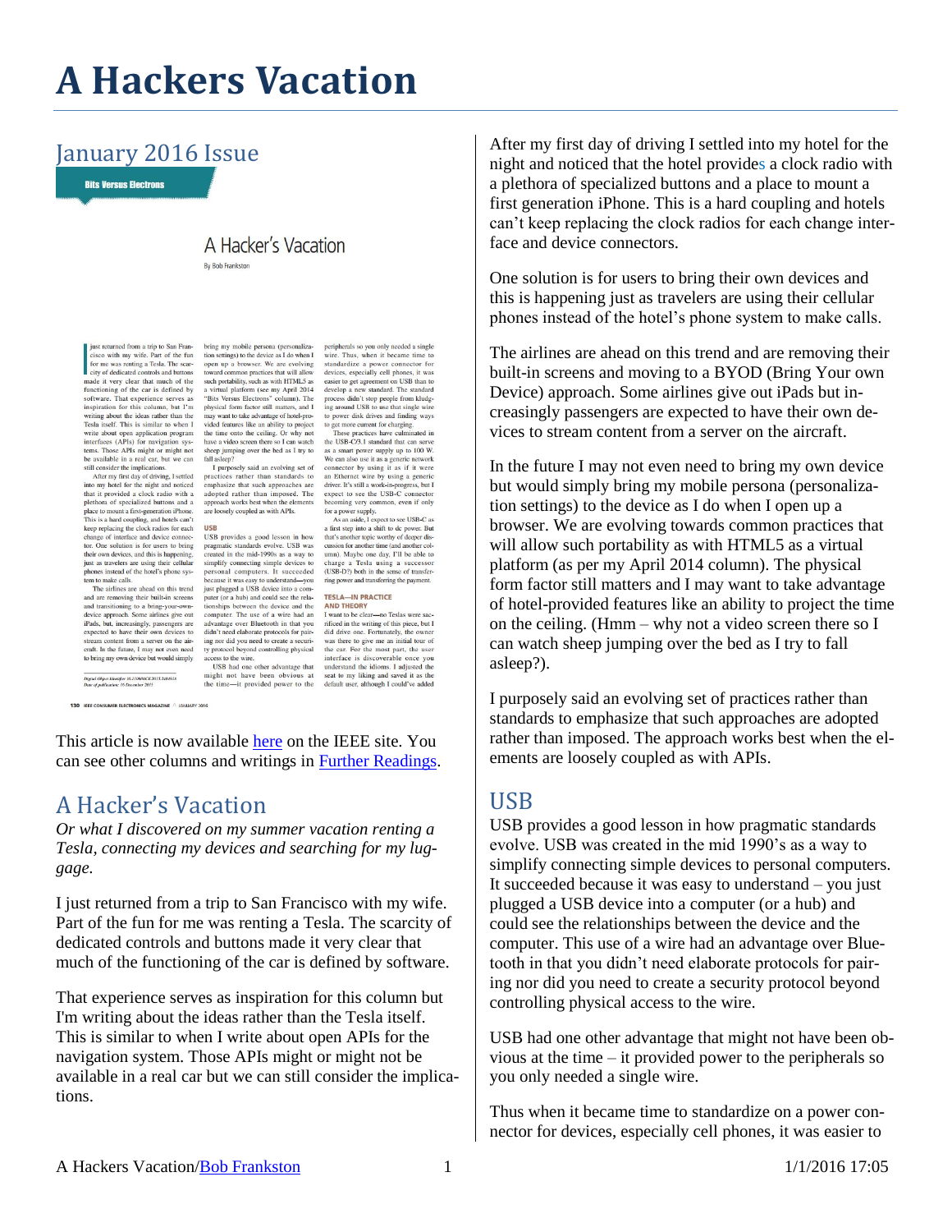# A Hackers Vacation

## January 2016 Issue

This article is now available here on the IEEE site. You can see other columns and writings in Further Readings.

## A Hacker's Vacation

*Or what I discovered on my summer vacation renting a Tesla, connecting my devices and searching for my luggage.*

I just returned from a trip to San Francisco with my wife. Part of the fun for me was renting a Tesla. The scarcity of dedicated controls and buttons made it very clear that much of the functioning of the car is defined by software.

That experience serves as inspiration for this column but I'm writing about the ideas rather than the Tesla itself. This is similar to when I write about open APIs for the navigation system. Those APIs might or might not be available in a real car but we can still consider the implications.

After my first day of driving I settled into my hotel for the night and noticed that the hotel provides a clock radio with a plethora of specialized buttons and a place to mount a first generation iPhone. This is a hard coupling and hotels can't keep replacing the clock radios for each change interface and device connectors.

One solution is for users to bring their own devices and this is happening just as travelers are using their cellular phones instead of the hotel's phone system to make calls.

The airlines are ahead on this trend and are removing their built-in screens and moving to a BYOD (Bring Your own Device) approach. Some airlines give out iPads but increasingly passengers are expected to have their own devices to stream content from a server on the aircraft.

In the future I may not even need to bring my own device but would simply bring my mobile persona (personalization settings) to the device as I do when I open up a browser. We are evolving towards common practices that will allow such portability as with HTML5 as a virtual platform (as per my April 2014 column). The physical form factor still matters and I may want to take advantage of hotel-provided features like an ability to project the time on the ceiling. (Hmm – why not a video screen there so I can watch sheep jumping over the bed as I try to fall asleep?).

I purposely said an evolving set of practices rather than standards to emphasize that such approaches are adopted rather than imposed. The approach works best when the elements are loosely coupled as with APIs.

## USB

USB provides a good lesson in how pragmatic standards evolve. USB was created in the mid 1990's as a way to simplify connecting simple devices to personal computers. It succeeded because it was easy to understand – you just plugged a USB device into a computer (or a hub) and could see the relationships between the device and the computer. This use of a wire had an advantage over Bluetooth in that you didn't need elaborate protocols for pairing nor did you need to create a security protocol beyond controlling physical access to the wire.

USB had one other advantage that might not have been obvious at the time – it provided power to the peripherals so you only needed a single wire.

Thus when it became time to standardize on a power connector for devices, especially cell phones, it was easier to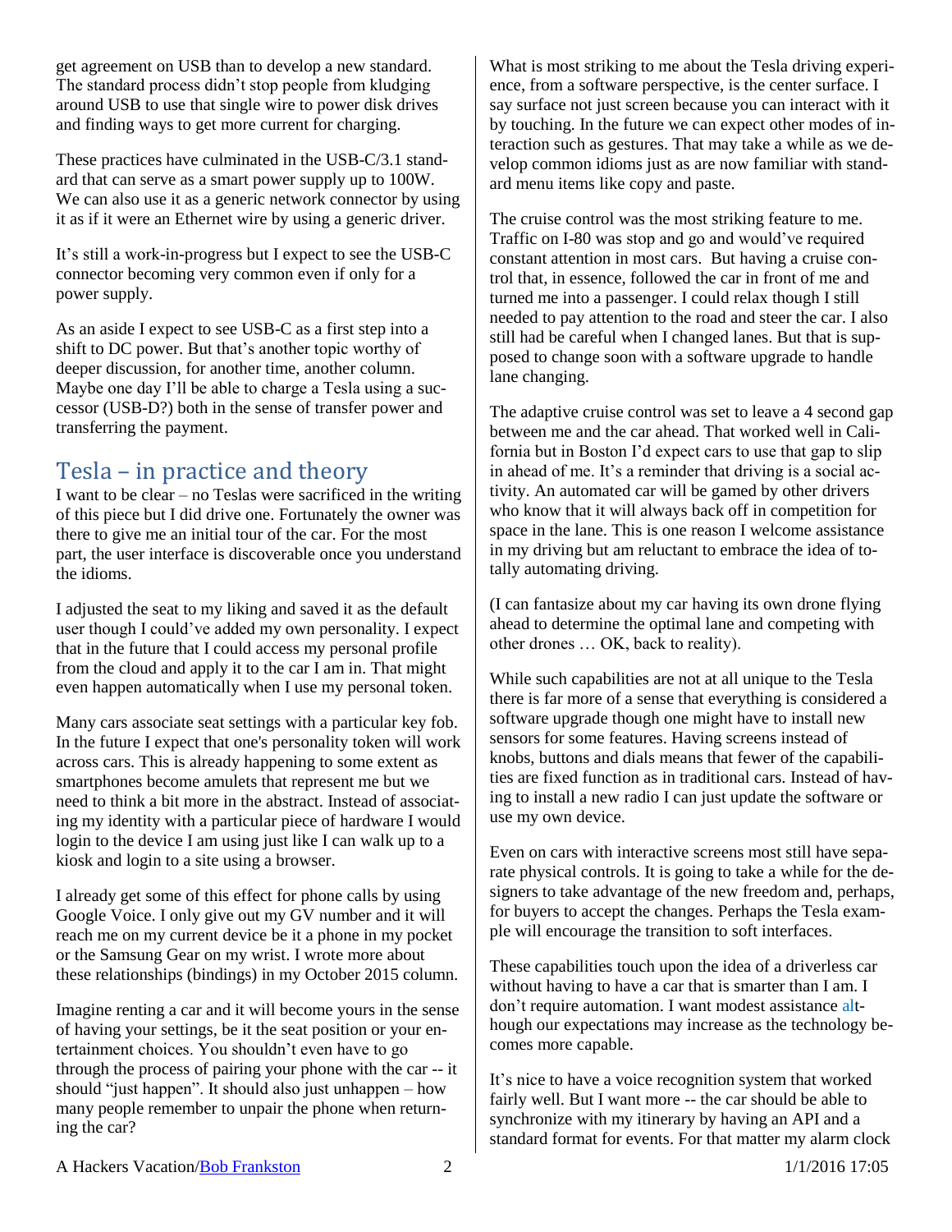get agreement on USB than to develop a new standard. The standard process didn't stop people from kludging around USB to use that single wire to power disk drives and finding ways to get more current for charging.

These practices have culminated in the USB-C/3.1 standard that can serve as a smart power supply up to 100W. We can also use it as a generic network connector by using it as if it were an Ethernet wire by using a generic driver.

It's still a work-in-progress but I expect to see the USB-C connector becoming very common even if only for a power supply.

As an aside I expect to see USB-C as a first step into a shift to DC power. But that's another topic worthy of deeper discussion, for another time, another column. Maybe one day I'll be able to charge a Tesla using a successor (USB-D?) both in the sense of transfer power and transferring the payment.

## Tesla – in practice and theory

I want to be clear – no Teslas were sacrificed in the writing of this piece but I did drive one. Fortunately the owner was there to give me an initial tour of the car. For the most part, the user interface is discoverable once you understand the idioms.

I adjusted the seat to my liking and saved it as the default user though I could've added my own personality. I expect that in the future that I could access my personal profile from the cloud and apply it to the car I am in. That might even happen automatically when I use my personal token.

Many cars associate seat settings with a particular key fob. In the future I expect that one's personality token will work across cars. This is already happening to some extent as smartphones become amulets that represent me but we need to think a bit more in the abstract. Instead of associating my identity with a particular piece of hardware I would login to the device I am using just like I can walk up to a kiosk and login to a site using a browser.

I already get some of this effect for phone calls by using Google Voice. I only give out my GV number and it will reach me on my current device be it a phone in my pocket or the Samsung Gear on my wrist. I wrote more about these relationships (bindings) in my October 2015 column.

Imagine renting a car and it will become yours in the sense of having your settings, be it the seat position or your entertainment choices. You shouldn't even have to go through the process of pairing your phone with the car -- it should "just happen". It should also just unhappen – how many people remember to unpair the phone when returning the car?

What is most striking to me about the Tesla driving experience, from a software perspective, is the center surface. I say surface not just screen because you can interact with it by touching. In the future we can expect other modes of interaction such as gestures. That may take a while as we develop common idioms just as are now familiar with standard menu items like copy and paste.

The cruise control was the most striking feature to me. Traffic on I-80 was stop and go and would've required constant attention in most cars. But having a cruise control that, in essence, followed the car in front of me and turned me into a passenger. I could relax though I still needed to pay attention to the road and steer the car. I also still had be careful when I changed lanes. But that is supposed to change soon with a software upgrade to handle lane changing.

The adaptive cruise control was set to leave a 4 second gap between me and the car ahead. That worked well in California but in Boston I'd expect cars to use that gap to slip in ahead of me. It's a reminder that driving is a social activity. An automated car will be gamed by other drivers who know that it will always back off in competition for space in the lane. This is one reason I welcome assistance in my driving but am reluctant to embrace the idea of totally automating driving.

(I can fantasize about my car having its own drone flying ahead to determine the optimal lane and competing with other drones … OK, back to reality).

While such capabilities are not at all unique to the Tesla there is far more of a sense that everything is considered a software upgrade though one might have to install new sensors for some features. Having screens instead of knobs, buttons and dials means that fewer of the capabilities are fixed function as in traditional cars. Instead of having to install a new radio I can just update the software or use my own device.

Even on cars with interactive screens most still have separate physical controls. It is going to take a while for the designers to take advantage of the new freedom and, perhaps, for buyers to accept the changes. Perhaps the Tesla example will encourage the transition to soft interfaces.

These capabilities touch upon the idea of a driverless car without having to have a car that is smarter than I am. I don't require automation. I want modest assistance although our expectations may increase as the technology becomes more capable.

It's nice to have a voice recognition system that worked fairly well. But I want more -- the car should be able to synchronize with my itinerary by having an API and a standard format for events. For that matter my alarm clock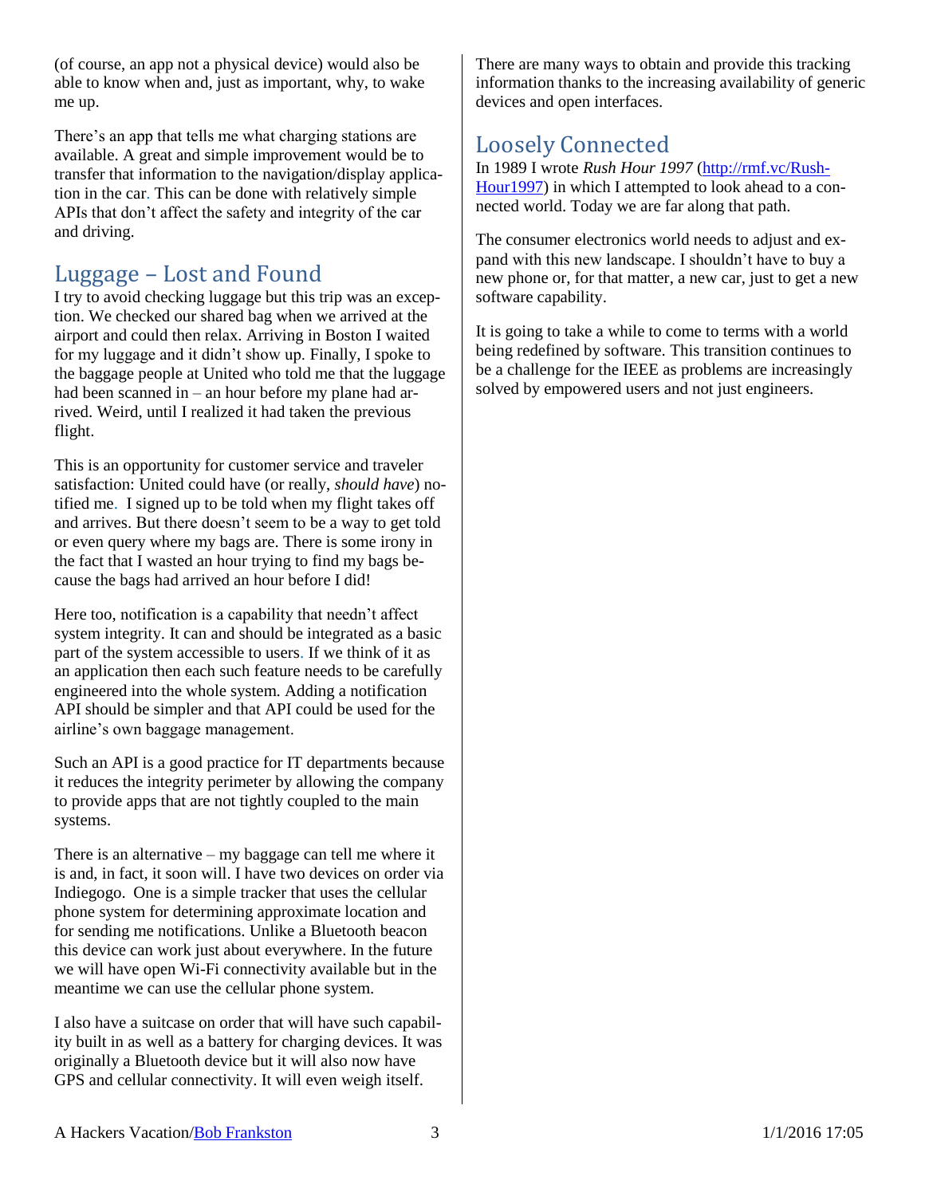(of course, an app not a physical device) would also be able to know when and, just as important, why, to wake me up.

There's an app that tells me what charging stations are available. A great and simple improvement would be to transfer that information to the navigation/display application in the car. This can be done with relatively simple APIs that don't affect the safety and integrity of the car and driving.

## Luggage – Lost and Found

I try to avoid checking luggage but this trip was an exception. We checked our shared bag when we arrived at the airport and could then relax. Arriving in Boston I waited for my luggage and it didn't show up. Finally, I spoke to the baggage people at United who told me that the luggage had been scanned in – an hour before my plane had arrived. Weird, until I realized it had taken the previous flight.

This is an opportunity for customer service and traveler satisfaction: United could have (or really, *should have*) notified me. I signed up to be told when my flight takes off and arrives. But there doesn't seem to be a way to get told or even query where my bags are. There is some irony in the fact that I wasted an hour trying to find my bags because the bags had arrived an hour before I did!

Here too, notification is a capability that needn't affect system integrity. It can and should be integrated as a basic part of the system accessible to users. If we think of it as an application then each such feature needs to be carefully engineered into the whole system. Adding a notification API should be simpler and that API could be used for the airline's own baggage management.

Such an API is a good practice for IT departments because it reduces the integrity perimeter by allowing the company to provide apps that are not tightly coupled to the main systems.

There is an alternative – my baggage can tell me where it is and, in fact, it soon will. I have two devices on order via Indiegogo. One is a simple tracker that uses the cellular phone system for determining approximate location and for sending me notifications. Unlike a Bluetooth beacon this device can work just about everywhere. In the future we will have open Wi-Fi connectivity available but in the meantime we can use the cellular phone system.

I also have a suitcase on order that will have such capability built in as well as a battery for charging devices. It was originally a Bluetooth device but it will also now have GPS and cellular connectivity. It will even weigh itself.

There are many ways to obtain and provide this tracking information thanks to the increasing availability of generic devices and open interfaces.

## Loosely Connected

In 1989 I wrote *Rush Hour 1997* ([http://rmf.vc/Rush-Hour1997](http://rmf.vc/RushHour1997)) in which I attempted to look ahead to a connected world. Today we are far along that path.

The consumer electronics world needs to adjust and expand with this new landscape. I shouldn't have to buy a new phone or, for that matter, a new car, just to get a new software capability.

It is going to take a while to come to terms with a world being redefined by software. This transition continues to be a challenge for the IEEE as problems are increasingly solved by empowered users and not just engineers.